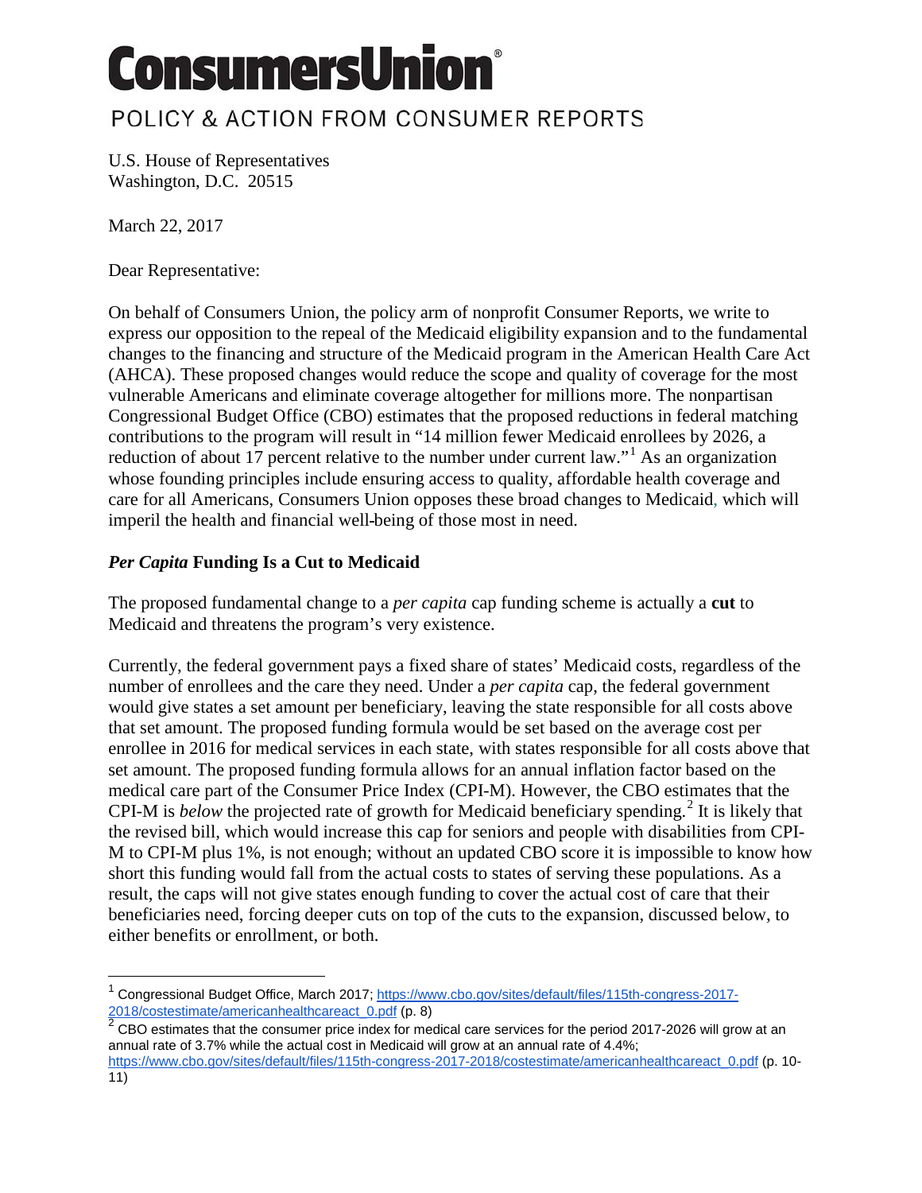# ConsumersUnion®

POLICY & ACTION FROM CONSUMER REPORTS

U.S. House of Representatives
Washington, D.C. 20515

March 22, 2017

Dear Representative:

On behalf of Consumers Union, the policy arm of nonprofit Consumer Reports, we write to express our opposition to the repeal of the Medicaid eligibility expansion and to the fundamental changes to the financing and structure of the Medicaid program in the American Health Care Act (AHCA). These proposed changes would reduce the scope and quality of coverage for the most vulnerable Americans and eliminate coverage altogether for millions more. The nonpartisan Congressional Budget Office (CBO) estimates that the proposed reductions in federal matching contributions to the program will result in "14 million fewer Medicaid enrollees by 2026, a reduction of about 17 percent relative to the number under current law."[1] As an organization whose founding principles include ensuring access to quality, affordable health coverage and care for all Americans, Consumers Union opposes these broad changes to Medicaid, which will imperil the health and financial well-being of those most in need.

## *Per Capita* Funding Is a Cut to Medicaid

The proposed fundamental change to a *per capita* cap funding scheme is actually a **cut** to Medicaid and threatens the program's very existence.

Currently, the federal government pays a fixed share of states' Medicaid costs, regardless of the number of enrollees and the care they need. Under a *per capita* cap, the federal government would give states a set amount per beneficiary, leaving the state responsible for all costs above that set amount. The proposed funding formula would be set based on the average cost per enrollee in 2016 for medical services in each state, with states responsible for all costs above that set amount. The proposed funding formula allows for an annual inflation factor based on the medical care part of the Consumer Price Index (CPI-M). However, the CBO estimates that the CPI-M is *below* the projected rate of growth for Medicaid beneficiary spending.[2] It is likely that the revised bill, which would increase this cap for seniors and people with disabilities from CPI-M to CPI-M plus 1%, is not enough; without an updated CBO score it is impossible to know how short this funding would fall from the actual costs to states of serving these populations. As a result, the caps will not give states enough funding to cover the actual cost of care that their beneficiaries need, forcing deeper cuts on top of the cuts to the expansion, discussed below, to either benefits or enrollment, or both.

---

[1] Congressional Budget Office, March 2017; https://www.cbo.gov/sites/default/files/115th-congress-2017-2018/costestimate/americanhealthcareact_0.pdf (p. 8)

[2] CBO estimates that the consumer price index for medical care services for the period 2017-2026 will grow at an annual rate of 3.7% while the actual cost in Medicaid will grow at an annual rate of 4.4%; https://www.cbo.gov/sites/default/files/115th-congress-2017-2018/costestimate/americanhealthcareact_0.pdf (p. 10-11)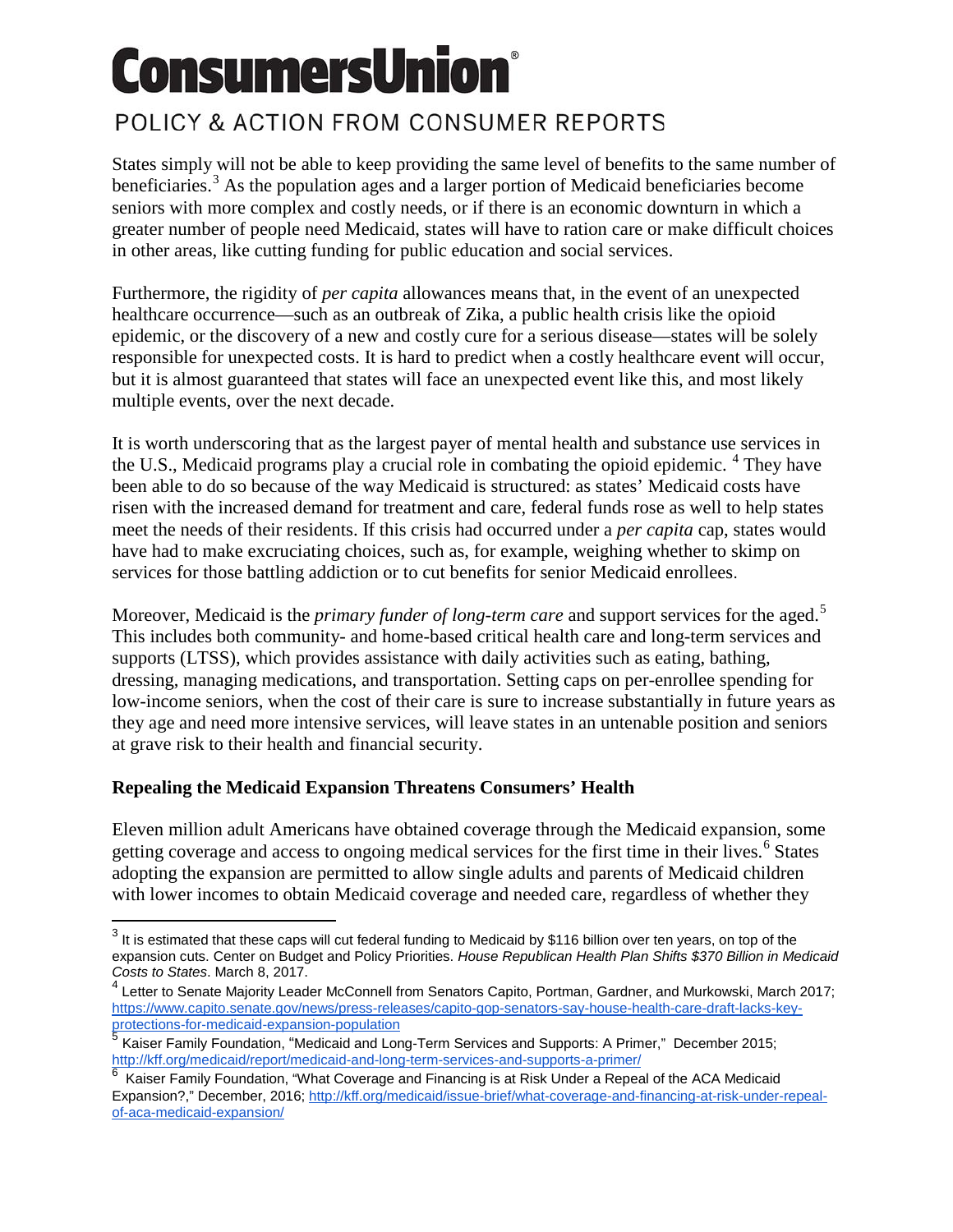States simply will not be able to keep providing the same level of benefits to the same number of beneficiaries.[3] As the population ages and a larger portion of Medicaid beneficiaries become seniors with more complex and costly needs, or if there is an economic downturn in which a greater number of people need Medicaid, states will have to ration care or make difficult choices in other areas, like cutting funding for public education and social services.

Furthermore, the rigidity of *per capita* allowances means that, in the event of an unexpected healthcare occurrence—such as an outbreak of Zika, a public health crisis like the opioid epidemic, or the discovery of a new and costly cure for a serious disease—states will be solely responsible for unexpected costs. It is hard to predict when a costly healthcare event will occur, but it is almost guaranteed that states will face an unexpected event like this, and most likely multiple events, over the next decade.

It is worth underscoring that as the largest payer of mental health and substance use services in the U.S., Medicaid programs play a crucial role in combating the opioid epidemic. [4] They have been able to do so because of the way Medicaid is structured: as states' Medicaid costs have risen with the increased demand for treatment and care, federal funds rose as well to help states meet the needs of their residents. If this crisis had occurred under a *per capita* cap, states would have had to make excruciating choices, such as, for example, weighing whether to skimp on services for those battling addiction or to cut benefits for senior Medicaid enrollees.

Moreover, Medicaid is the *primary funder of long-term care* and support services for the aged.[5] This includes both community- and home-based critical health care and long-term services and supports (LTSS), which provides assistance with daily activities such as eating, bathing, dressing, managing medications, and transportation. Setting caps on per-enrollee spending for low-income seniors, when the cost of their care is sure to increase substantially in future years as they age and need more intensive services, will leave states in an untenable position and seniors at grave risk to their health and financial security.

**Repealing the Medicaid Expansion Threatens Consumers' Health**

Eleven million adult Americans have obtained coverage through the Medicaid expansion, some getting coverage and access to ongoing medical services for the first time in their lives.[6] States adopting the expansion are permitted to allow single adults and parents of Medicaid children with lower incomes to obtain Medicaid coverage and needed care, regardless of whether they

---

[3] It is estimated that these caps will cut federal funding to Medicaid by $116 billion over ten years, on top of the expansion cuts. Center on Budget and Policy Priorities. *House Republican Health Plan Shifts $370 Billion in Medicaid Costs to States*. March 8, 2017.

[4] Letter to Senate Majority Leader McConnell from Senators Capito, Portman, Gardner, and Murkowski, March 2017; https://www.capito.senate.gov/news/press-releases/capito-gop-senators-say-house-health-care-draft-lacks-key-protections-for-medicaid-expansion-population

[5] Kaiser Family Foundation, "Medicaid and Long-Term Services and Supports: A Primer," December 2015; http://kff.org/medicaid/report/medicaid-and-long-term-services-and-supports-a-primer/

[6] Kaiser Family Foundation, "What Coverage and Financing is at Risk Under a Repeal of the ACA Medicaid Expansion?," December, 2016; http://kff.org/medicaid/issue-brief/what-coverage-and-financing-at-risk-under-repeal-of-aca-medicaid-expansion/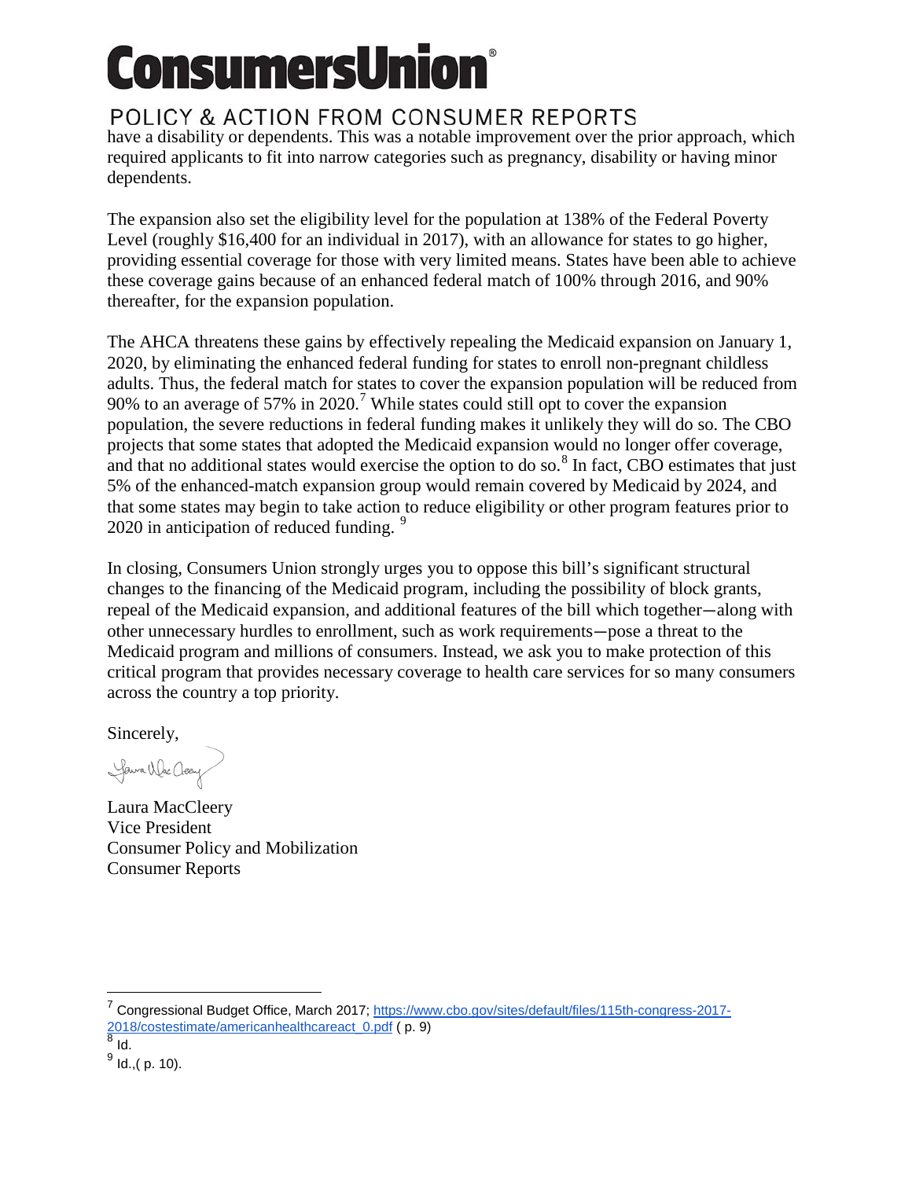have a disability or dependents. This was a notable improvement over the prior approach, which required applicants to fit into narrow categories such as pregnancy, disability or having minor dependents.

The expansion also set the eligibility level for the population at 138% of the Federal Poverty Level (roughly $16,400 for an individual in 2017), with an allowance for states to go higher, providing essential coverage for those with very limited means. States have been able to achieve these coverage gains because of an enhanced federal match of 100% through 2016, and 90% thereafter, for the expansion population.

The AHCA threatens these gains by effectively repealing the Medicaid expansion on January 1, 2020, by eliminating the enhanced federal funding for states to enroll non-pregnant childless adults. Thus, the federal match for states to cover the expansion population will be reduced from 90% to an average of 57% in 2020.[7] While states could still opt to cover the expansion population, the severe reductions in federal funding makes it unlikely they will do so. The CBO projects that some states that adopted the Medicaid expansion would no longer offer coverage, and that no additional states would exercise the option to do so.[8] In fact, CBO estimates that just 5% of the enhanced-match expansion group would remain covered by Medicaid by 2024, and that some states may begin to take action to reduce eligibility or other program features prior to 2020 in anticipation of reduced funding. [9]

In closing, Consumers Union strongly urges you to oppose this bill's significant structural changes to the financing of the Medicaid program, including the possibility of block grants, repeal of the Medicaid expansion, and additional features of the bill which together—along with other unnecessary hurdles to enrollment, such as work requirements—pose a threat to the Medicaid program and millions of consumers. Instead, we ask you to make protection of this critical program that provides necessary coverage to health care services for so many consumers across the country a top priority.

Sincerely,

Laura MacCleery
Vice President
Consumer Policy and Mobilization
Consumer Reports

---

[7] Congressional Budget Office, March 2017; https://www.cbo.gov/sites/default/files/115th-congress-2017-2018/costestimate/americanhealthcareact_0.pdf ( p. 9)

[8] Id.

[9] Id.,( p. 10).